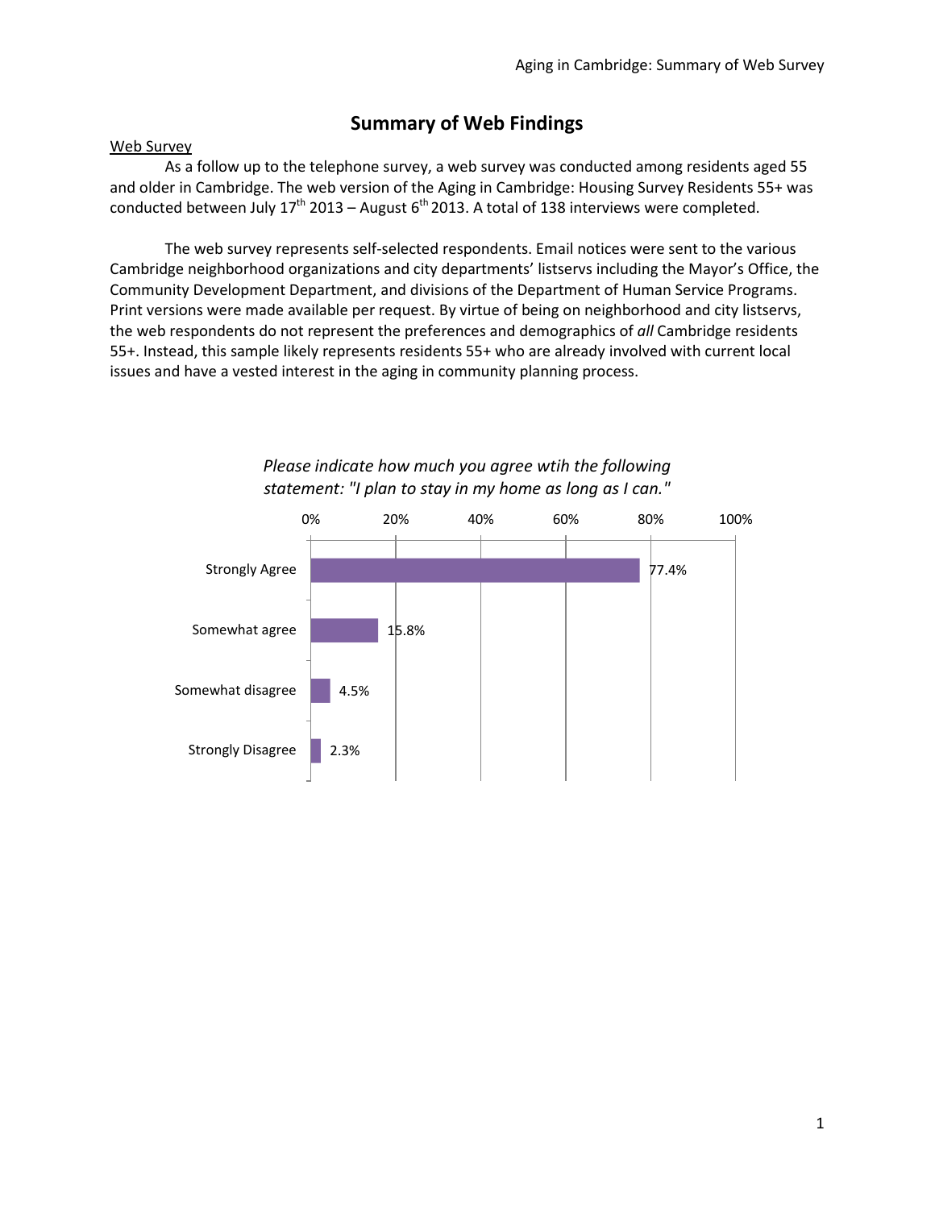# Summary of Web Findings

Web Survey

As a follow up to the telephone survey, a web survey was conducted among residents aged 55 and older in Cambridge. The web version of the Aging in Cambridge: Housing Survey Residents 55+ was conducted between July 17th 2013 – August 6th 2013. A total of 138 interviews were completed.

The web survey represents self-selected respondents. Email notices were sent to the various Cambridge neighborhood organizations and city departments' listservs including the Mayor's Office, the Community Development Department, and divisions of the Department of Human Service Programs. Print versions were made available per request. By virtue of being on neighborhood and city listservs, the web respondents do not represent the preferences and demographics of *all* Cambridge residents 55+. Instead, this sample likely represents residents 55+ who are already involved with current local issues and have a vested interest in the aging in community planning process.

*Please indicate how much you agree wtih the following statement: "I plan to stay in my home as long as I can."*

0%
20%
40%
60%
80%
100%

Strongly Agree 77.4%
Somewhat agree 15.8%
Somewhat disagree 4.5%
Strongly Disagree 2.3%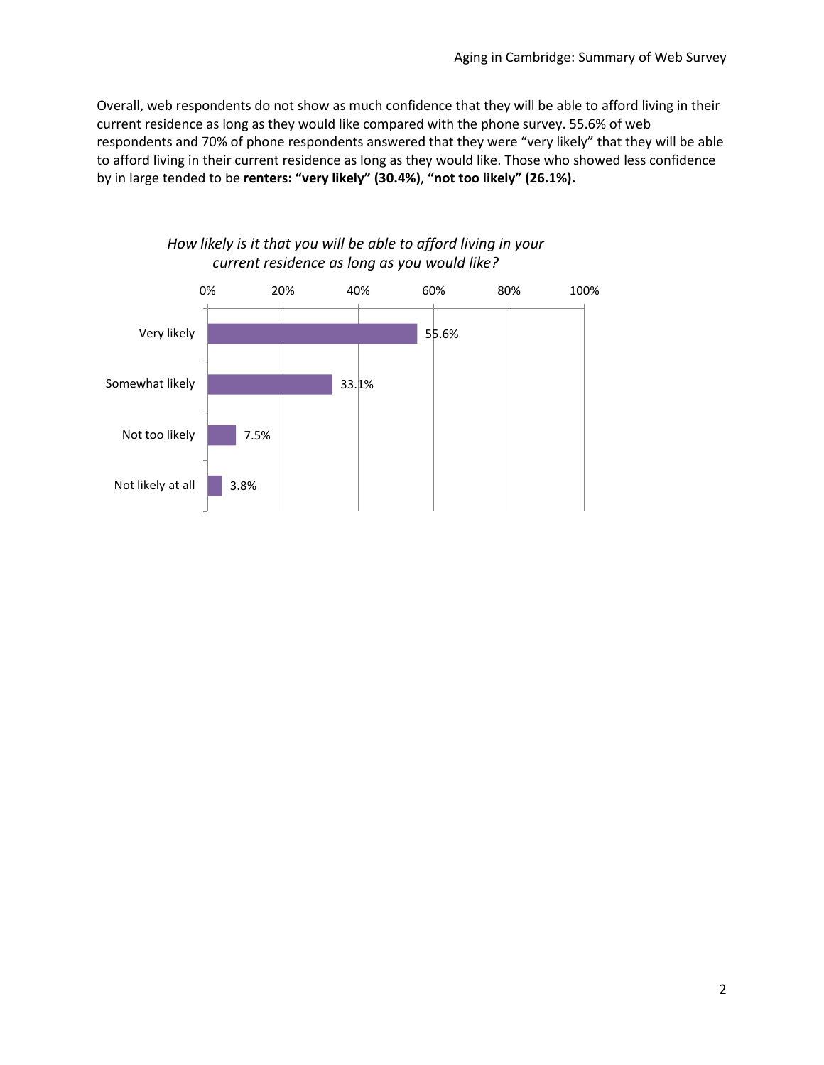Overall, web respondents do not show as much confidence that they will be able to afford living in their current residence as long as they would like compared with the phone survey. 55.6% of web respondents and 70% of phone respondents answered that they were "very likely" that they will be able to afford living in their current residence as long as they would like. Those who showed less confidence by in large tended to be **renters: "very likely" (30.4%)**, **"not too likely" (26.1%).**

*How likely is it that you will be able to afford living in your current residence as long as you would like?*

0%
20%
40%
60%
80%
100%

Very likely
55.6%

Somewhat likely
33.1%

Not too likely
7.5%

Not likely at all
3.8%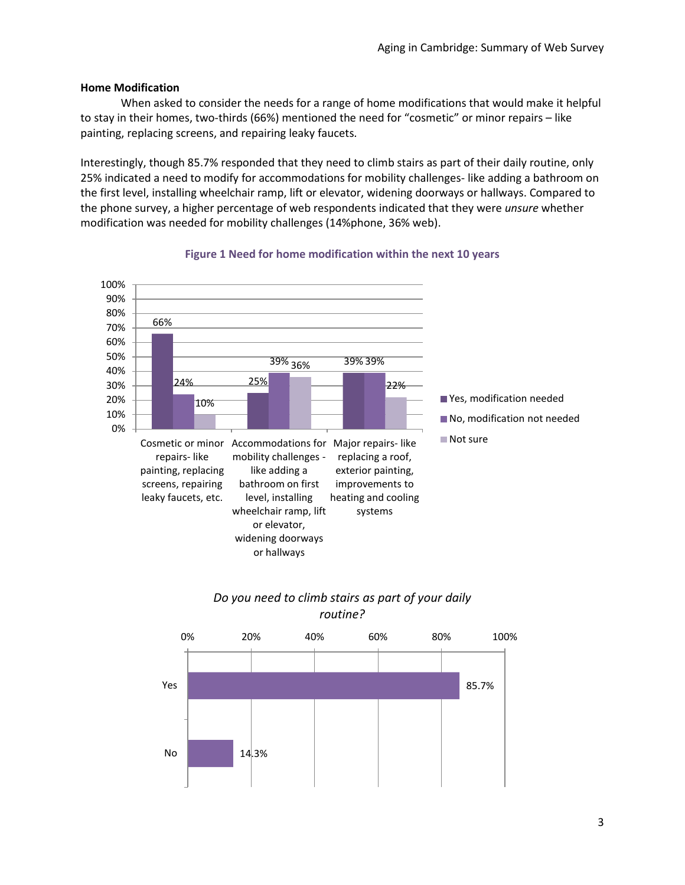### Home Modification

When asked to consider the needs for a range of home modifications that would make it helpful to stay in their homes, two-thirds (66%) mentioned the need for "cosmetic" or minor repairs – like painting, replacing screens, and repairing leaky faucets.

Interestingly, though 85.7% responded that they need to climb stairs as part of their daily routine, only 25% indicated a need to modify for accommodations for mobility challenges- like adding a bathroom on the first level, installing wheelchair ramp, lift or elevator, widening doorways or hallways. Compared to the phone survey, a higher percentage of web respondents indicated that they were *unsure* whether modification was needed for mobility challenges (14%phone, 36% web).

**Figure 1 Need for home modification within the next 10 years**

100%
90%
80%
70%
60%
50%
40%
30%
20%
10%
0%

66%
24%
10%
25%
39%
36%
39%
39%
22%

Cosmetic or minor repairs- like painting, replacing screens, repairing leaky faucets, etc.

Accommodations for mobility challenges - like adding a bathroom on first level, installing wheelchair ramp, lift or elevator, widening doorways or hallways

Major repairs- like replacing a roof, exterior painting, improvements to heating and cooling systems

Yes, modification needed
No, modification not needed
Not sure

*Do you need to climb stairs as part of your daily routine?*

0%
20%
40%
60%
80%
100%

Yes
85.7%

No
14.3%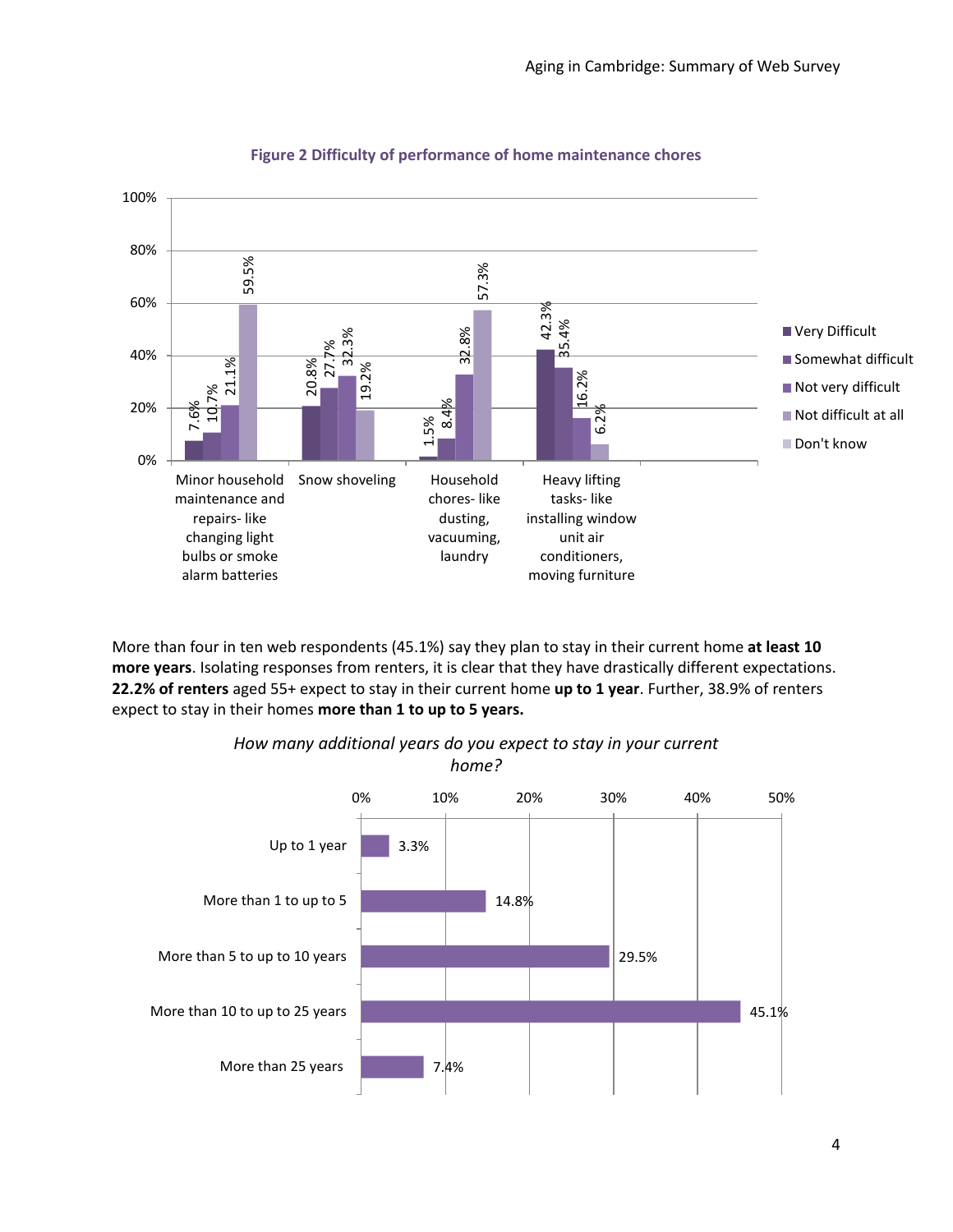**Figure 2 Difficulty of performance of home maintenance chores**

100%
80%
60%
40%
20%
0%

Very Difficult
Somewhat difficult
Not very difficult
Not difficult at all
Don't know

Minor household maintenance and repairs- like changing light bulbs or smoke alarm batteries: 7.6%, 10.7%, 21.1%, 59.5%

Snow shoveling: 20.8%, 27.7%, 32.3%, 19.2%

Household chores- like dusting, vacuuming, laundry: 1.5%, 8.4%, 32.8%, 57.3%

Heavy lifting tasks- like installing window unit air conditioners, moving furniture: 42.3%, 35.4%, 16.2%, 6.2%

More than four in ten web respondents (45.1%) say they plan to stay in their current home **at least 10 more years**. Isolating responses from renters, it is clear that they have drastically different expectations. **22.2% of renters** aged 55+ expect to stay in their current home **up to 1 year**. Further, 38.9% of renters expect to stay in their homes **more than 1 to up to 5 years.**

*How many additional years do you expect to stay in your current home?*

0%
10%
20%
30%
40%
50%

Up to 1 year: 3.3%

More than 1 to up to 5: 14.8%

More than 5 to up to 10 years: 29.5%

More than 10 to up to 25 years: 45.1%

More than 25 years: 7.4%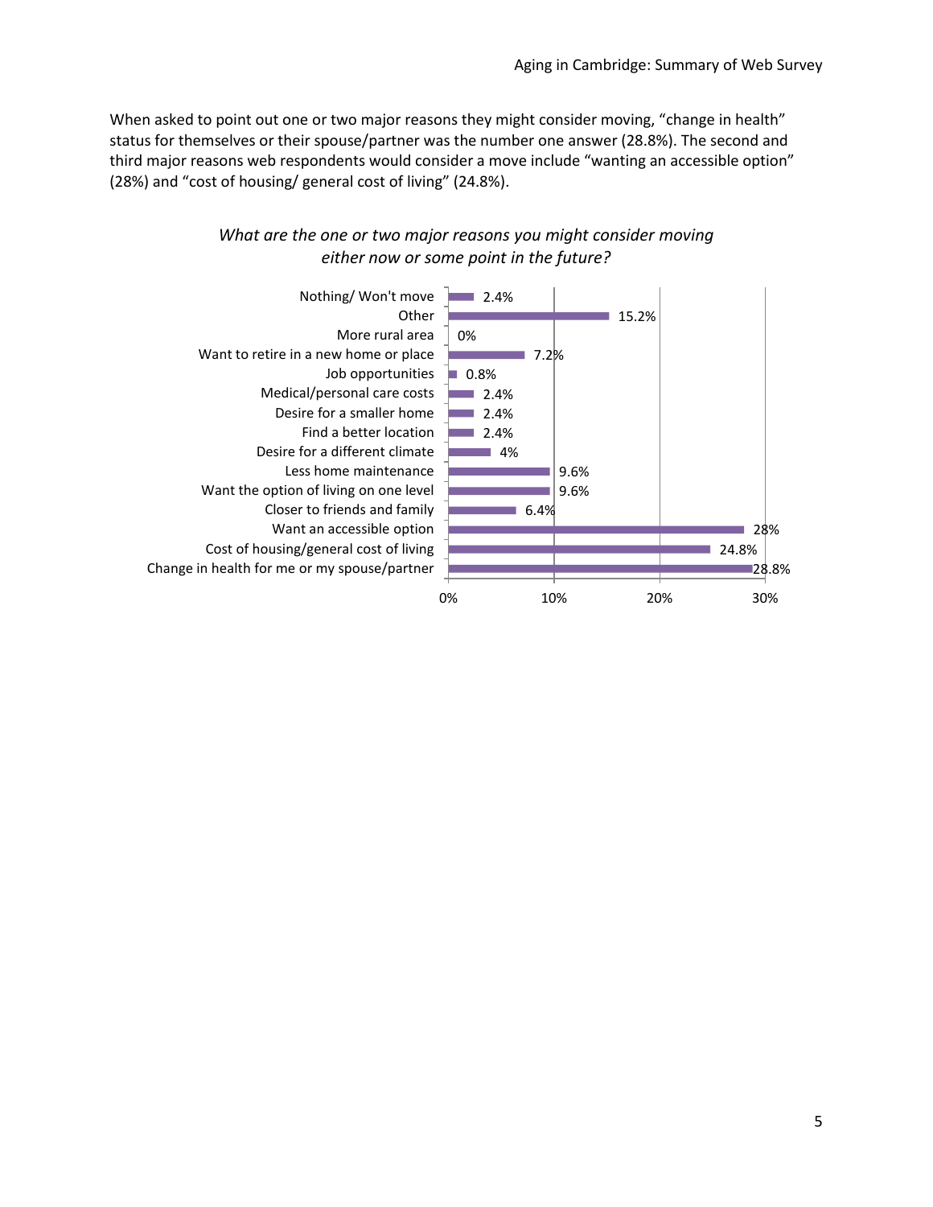When asked to point out one or two major reasons they might consider moving, "change in health" status for themselves or their spouse/partner was the number one answer (28.8%). The second and third major reasons web respondents would consider a move include "wanting an accessible option" (28%) and "cost of housing/ general cost of living" (24.8%).

*What are the one or two major reasons you might consider moving either now or some point in the future?*

Nothing/ Won't move 2.4%
Other 15.2%
More rural area 0%
Want to retire in a new home or place 7.2%
Job opportunities 0.8%
Medical/personal care costs 2.4%
Desire for a smaller home 2.4%
Find a better location 2.4%
Desire for a different climate 4%
Less home maintenance 9.6%
Want the option of living on one level 9.6%
Closer to friends and family 6.4%
Want an accessible option 28%
Cost of housing/general cost of living 24.8%
Change in health for me or my spouse/partner 28.8%

0% 10% 20% 30%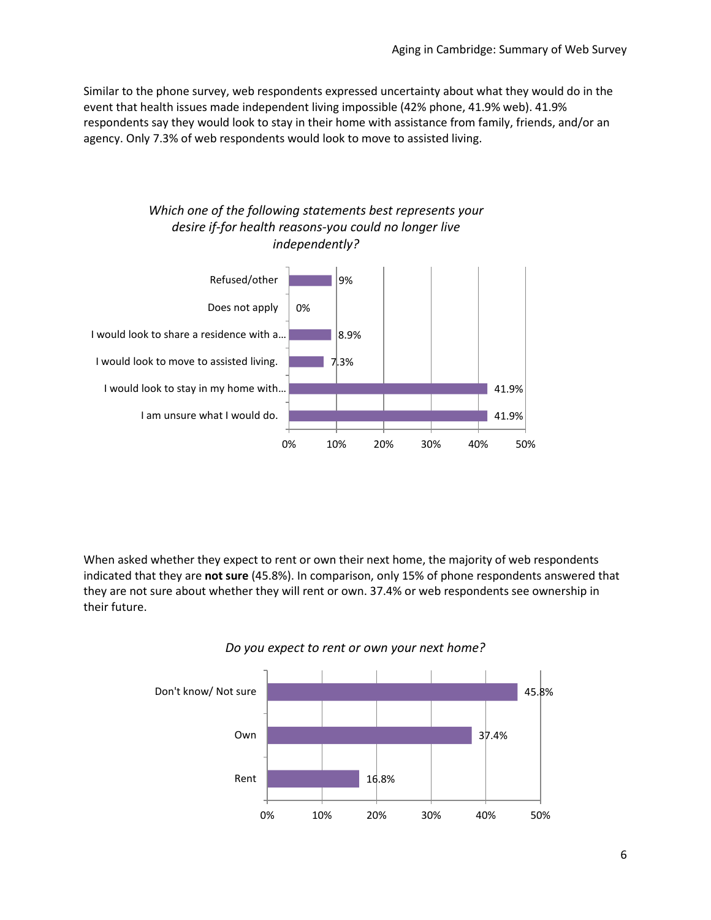Similar to the phone survey, web respondents expressed uncertainty about what they would do in the event that health issues made independent living impossible (42% phone, 41.9% web). 41.9% respondents say they would look to stay in their home with assistance from family, friends, and/or an agency. Only 7.3% of web respondents would look to move to assisted living.

*Which one of the following statements best represents your desire if-for health reasons-you could no longer live independently?*

Refused/other 9%
Does not apply 0%
I would look to share a residence with a… 8.9%
I would look to move to assisted living. 7.3%
I would look to stay in my home with… 41.9%
I am unsure what I would do. 41.9%

0% 10% 20% 30% 40% 50%

When asked whether they expect to rent or own their next home, the majority of web respondents indicated that they are **not sure** (45.8%). In comparison, only 15% of phone respondents answered that they are not sure about whether they will rent or own. 37.4% or web respondents see ownership in their future.

*Do you expect to rent or own your next home?*

Don't know/ Not sure 45.8%
Own 37.4%
Rent 16.8%

0% 10% 20% 30% 40% 50%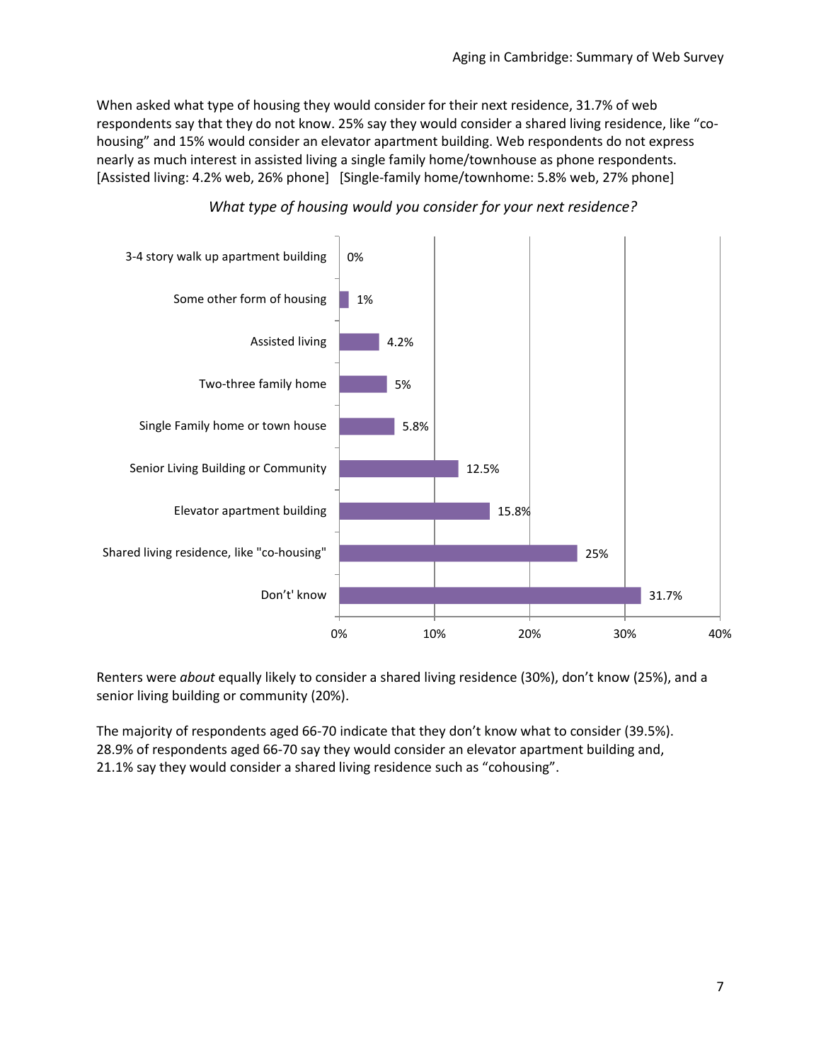When asked what type of housing they would consider for their next residence, 31.7% of web respondents say that they do not know. 25% say they would consider a shared living residence, like "co-housing" and 15% would consider an elevator apartment building. Web respondents do not express nearly as much interest in assisted living a single family home/townhouse as phone respondents. [Assisted living: 4.2% web, 26% phone] [Single-family home/townhome: 5.8% web, 27% phone]

*What type of housing would you consider for your next residence?*

3-4 story walk up apartment building 0%
Some other form of housing 1%
Assisted living 4.2%
Two-three family home 5%
Single Family home or town house 5.8%
Senior Living Building or Community 12.5%
Elevator apartment building 15.8%
Shared living residence, like "co-housing" 25%
Don't' know 31.7%

0% 10% 20% 30% 40%

Renters were *about* equally likely to consider a shared living residence (30%), don't know (25%), and a senior living building or community (20%).

The majority of respondents aged 66-70 indicate that they don't know what to consider (39.5%). 28.9% of respondents aged 66-70 say they would consider an elevator apartment building and, 21.1% say they would consider a shared living residence such as "cohousing".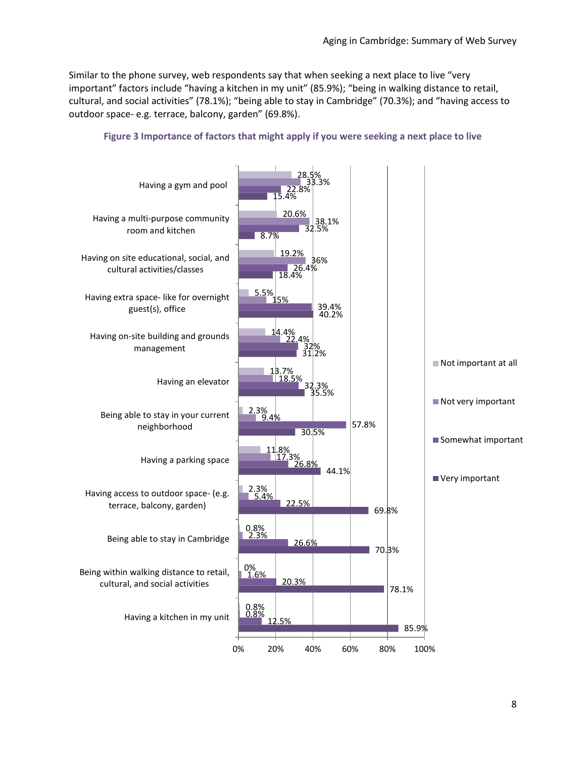Similar to the phone survey, web respondents say that when seeking a next place to live "very important" factors include "having a kitchen in my unit" (85.9%); "being in walking distance to retail, cultural, and social activities" (78.1%); "being able to stay in Cambridge" (70.3%); and "having access to outdoor space- e.g. terrace, balcony, garden" (69.8%).

**Figure 3 Importance of factors that might apply if you were seeking a next place to live**

Having a gym and pool: 28.5%, 33.3%, 22.8%, 15.4%

Having a multi-purpose community room and kitchen: 20.6%, 38.1%, 32.5%, 8.7%

Having on site educational, social, and cultural activities/classes: 19.2%, 36%, 26.4%, 18.4%

Having extra space- like for overnight guest(s), office: 5.5%, 15%, 39.4%, 40.2%

Having on-site building and grounds management: 14.4%, 22.4%, 32%, 31.2%

Having an elevator: 13.7%, 18.5%, 32.3%, 35.5%

Being able to stay in your current neighborhood: 2.3%, 9.4%, 57.8%, 30.5%

Having a parking space: 11.8%, 17.3%, 26.8%, 44.1%

Having access to outdoor space- (e.g. terrace, balcony, garden): 2.3%, 5.4%, 22.5%, 69.8%

Being able to stay in Cambridge: 0.8%, 2.3%, 26.6%, 70.3%

Being within walking distance to retail, cultural, and social activities: 0%, 1.6%, 20.3%, 78.1%

Having a kitchen in my unit: 0.8%, 0.8%, 12.5%, 85.9%

0% 20% 40% 60% 80% 100%

Not important at all

Not very important

Somewhat important

Very important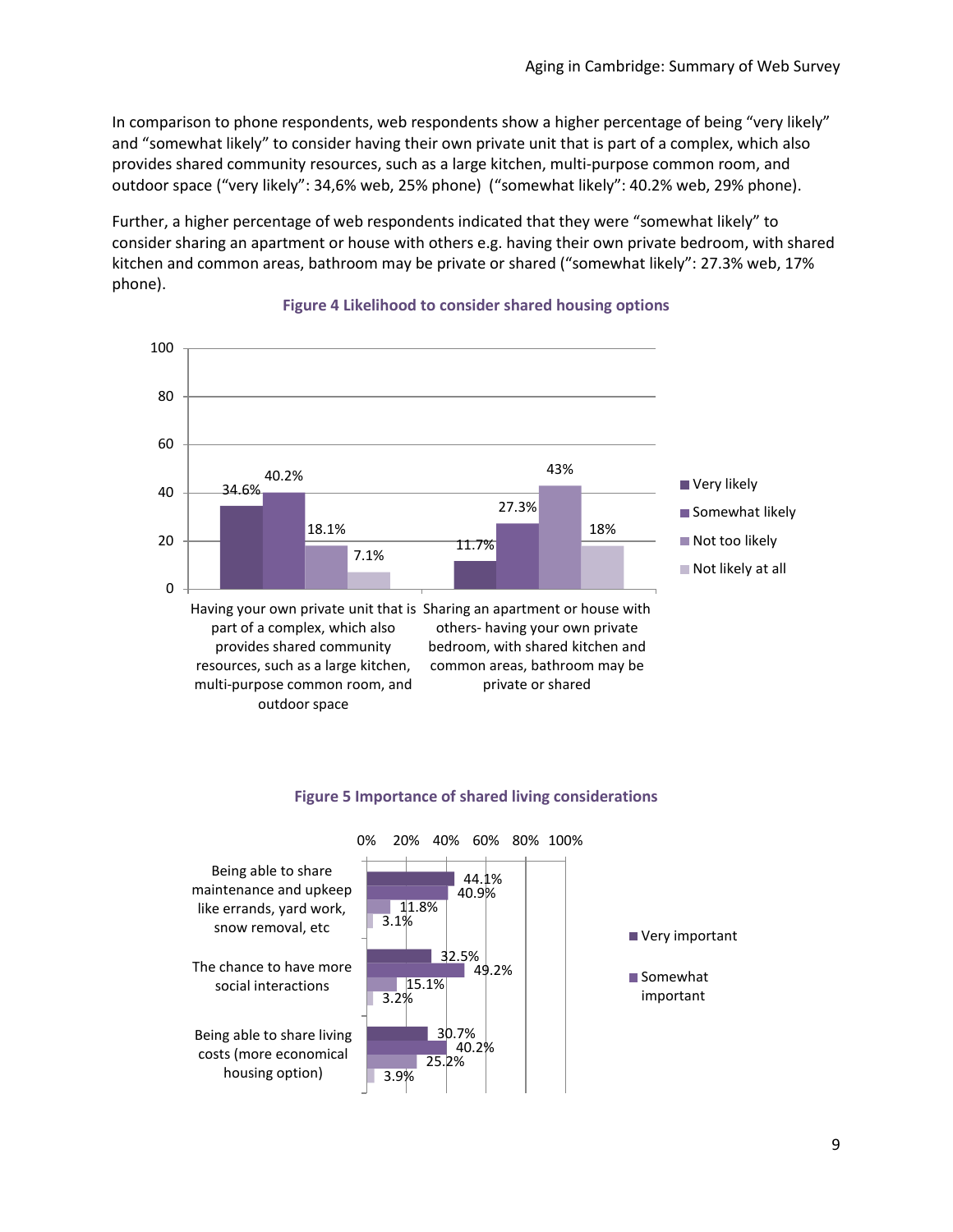In comparison to phone respondents, web respondents show a higher percentage of being "very likely" and "somewhat likely" to consider having their own private unit that is part of a complex, which also provides shared community resources, such as a large kitchen, multi-purpose common room, and outdoor space ("very likely": 34,6% web, 25% phone) ("somewhat likely": 40.2% web, 29% phone).

Further, a higher percentage of web respondents indicated that they were "somewhat likely" to consider sharing an apartment or house with others e.g. having their own private bedroom, with shared kitchen and common areas, bathroom may be private or shared ("somewhat likely": 27.3% web, 17% phone).

**Figure 4 Likelihood to consider shared housing options**

100
80
60
40
20
0

34.6%
40.2%
18.1%
7.1%
11.7%
27.3%
43%
18%

Having your own private unit that is part of a complex, which also provides shared community resources, such as a large kitchen, multi-purpose common room, and outdoor space

Sharing an apartment or house with others- having your own private bedroom, with shared kitchen and common areas, bathroom may be private or shared

Very likely
Somewhat likely
Not too likely
Not likely at all

**Figure 5 Importance of shared living considerations**

0% 20% 40% 60% 80% 100%

Being able to share maintenance and upkeep like errands, yard work, snow removal, etc

44.1%
40.9%
11.8%
3.1%

The chance to have more social interactions

32.5%
49.2%
15.1%
3.2%

Being able to share living costs (more economical housing option)

30.7%
40.2%
25.2%
3.9%

Very important
Somewhat important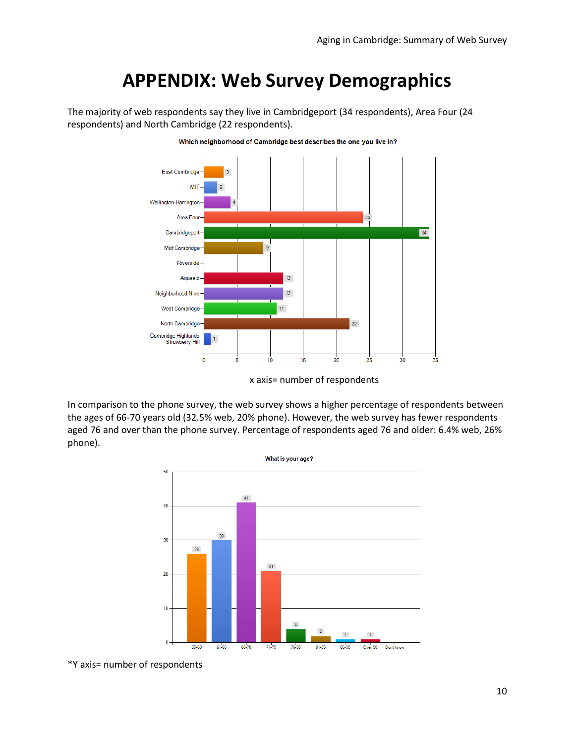# APPENDIX: Web Survey Demographics

The majority of web respondents say they live in Cambridgeport (34 respondents), Area Four (24 respondents) and North Cambridge (22 respondents).

Which neighborhood of Cambridge best describes the one you live in?

East Cambridge 3
MIT 2
Wellington-Harrington 4
Area Four 24
Cambridgeport 34
Mid-Cambridge 9
Riverside
Agassiz 12
Neighborhood Nine 12
West Cambridge 11
North Cambridge 22
Cambridge Highlands Strawberry Hill 1

0 5 10 15 20 25 30 35

x axis= number of respondents

In comparison to the phone survey, the web survey shows a higher percentage of respondents between the ages of 66-70 years old (32.5% web, 20% phone). However, the web survey has fewer respondents aged 76 and over than the phone survey. Percentage of respondents aged 76 and older: 6.4% web, 26% phone).

What is your age?

50
40
30
20
10
0

26 30 41 21 4 2 1 1

55-60 61-65 66-70 71-75 76-80 81-85 86-90 Over 90 Don't know

*Y axis= number of respondents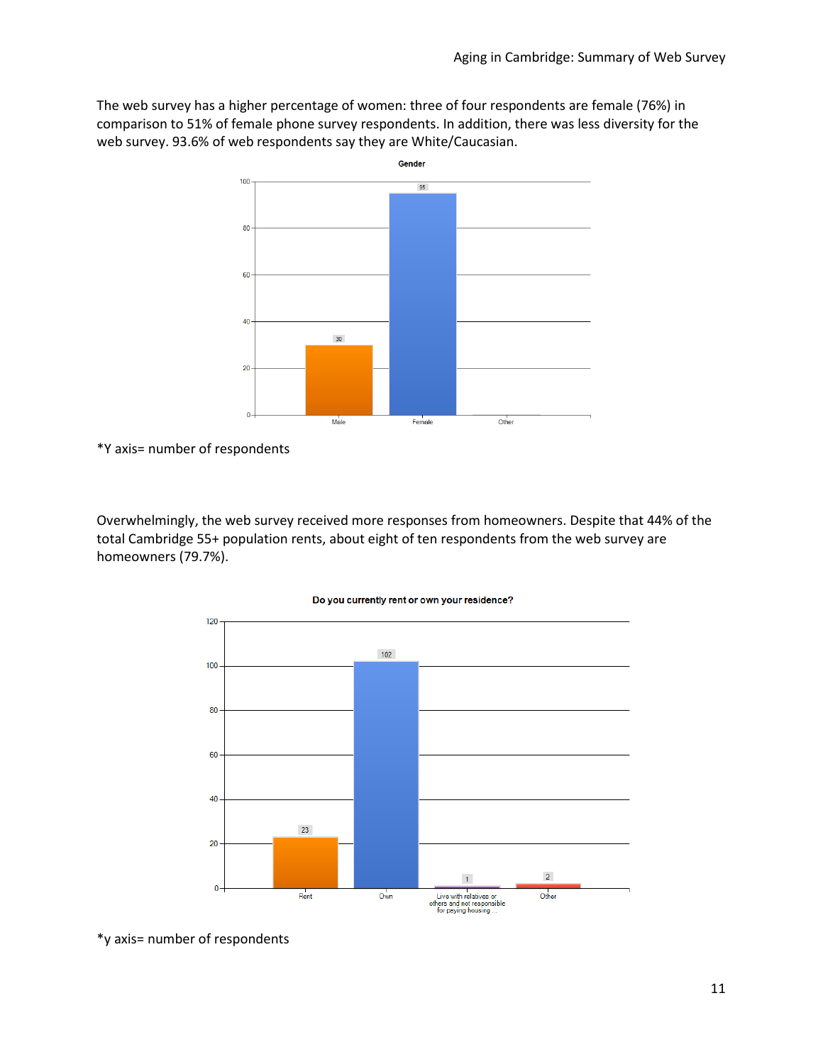The web survey has a higher percentage of women: three of four respondents are female (76%) in comparison to 51% of female phone survey respondents. In addition, there was less diversity for the web survey. 93.6% of web respondents say they are White/Caucasian.

Gender

100
80
60
40
20
0

30
95

Male
Female
Other

*Y axis= number of respondents

Overwhelmingly, the web survey received more responses from homeowners. Despite that 44% of the total Cambridge 55+ population rents, about eight of ten respondents from the web survey are homeowners (79.7%).

Do you currently rent or own your residence?

120
100
80
60
40
20
0

23
102
1
2

Rent
Own
Live with relatives or others and not responsible for paying housing ...
Other

*y axis= number of respondents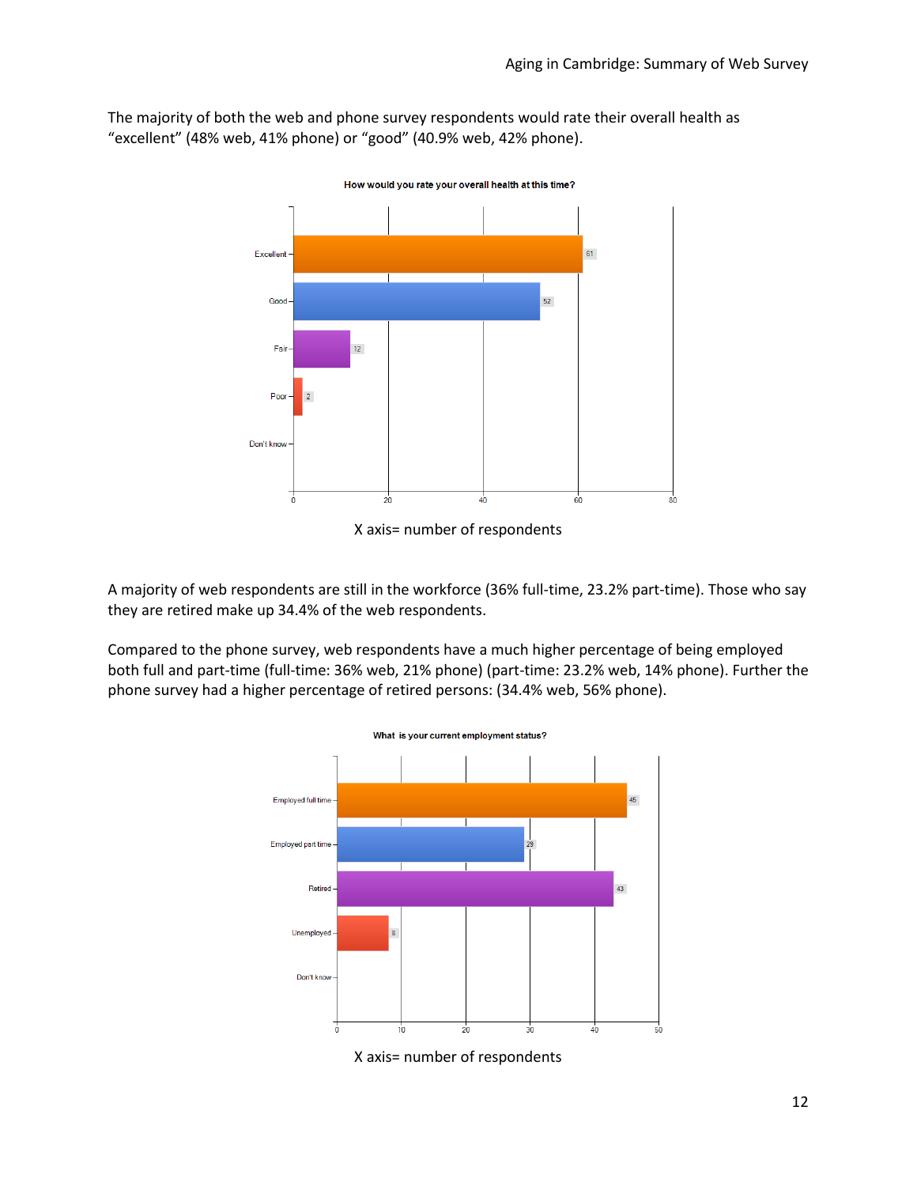The majority of both the web and phone survey respondents would rate their overall health as "excellent" (48% web, 41% phone) or "good" (40.9% web, 42% phone).

How would you rate your overall health at this time?

Excellent
61
Good
52
Fair
12
Poor
2
Don't know

0
20
40
60
80

X axis= number of respondents

A majority of web respondents are still in the workforce (36% full-time, 23.2% part-time). Those who say they are retired make up 34.4% of the web respondents.

Compared to the phone survey, web respondents have a much higher percentage of being employed both full and part-time (full-time: 36% web, 21% phone) (part-time: 23.2% web, 14% phone). Further the phone survey had a higher percentage of retired persons: (34.4% web, 56% phone).

What is your current employment status?

Employed full time
45
Employed part time
29
Retired
43
Unemployed
8
Don't know

0
10
20
30
40
50

X axis= number of respondents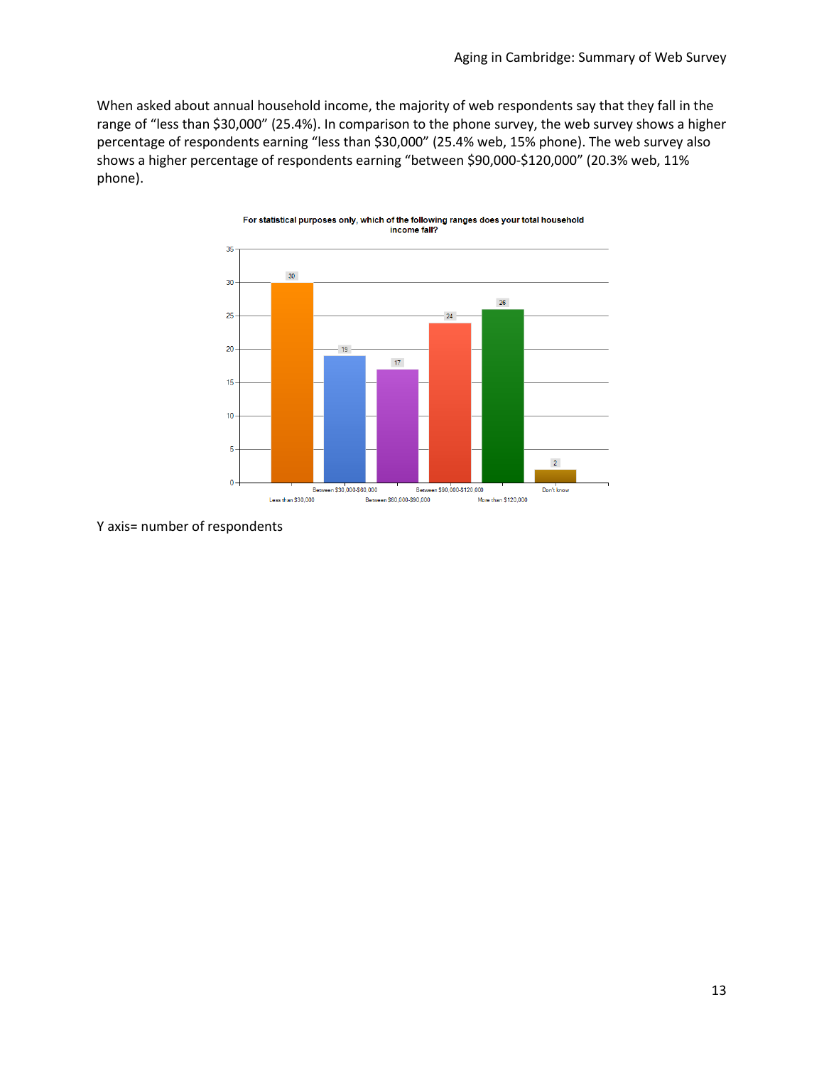When asked about annual household income, the majority of web respondents say that they fall in the range of “less than $30,000” (25.4%). In comparison to the phone survey, the web survey shows a higher percentage of respondents earning “less than $30,000” (25.4% web, 15% phone). The web survey also shows a higher percentage of respondents earning “between $90,000-$120,000” (20.3% web, 11% phone).

For statistical purposes only, which of the following ranges does your total household income fall?

35
30
25
20
15
10
5
0

30
19
17
24
26
2

Less than $30,000
Between $30,000-$60,000
Between $60,000-$90,000
Between $90,000-$120,000
More than $120,000
Don't know

Y axis= number of respondents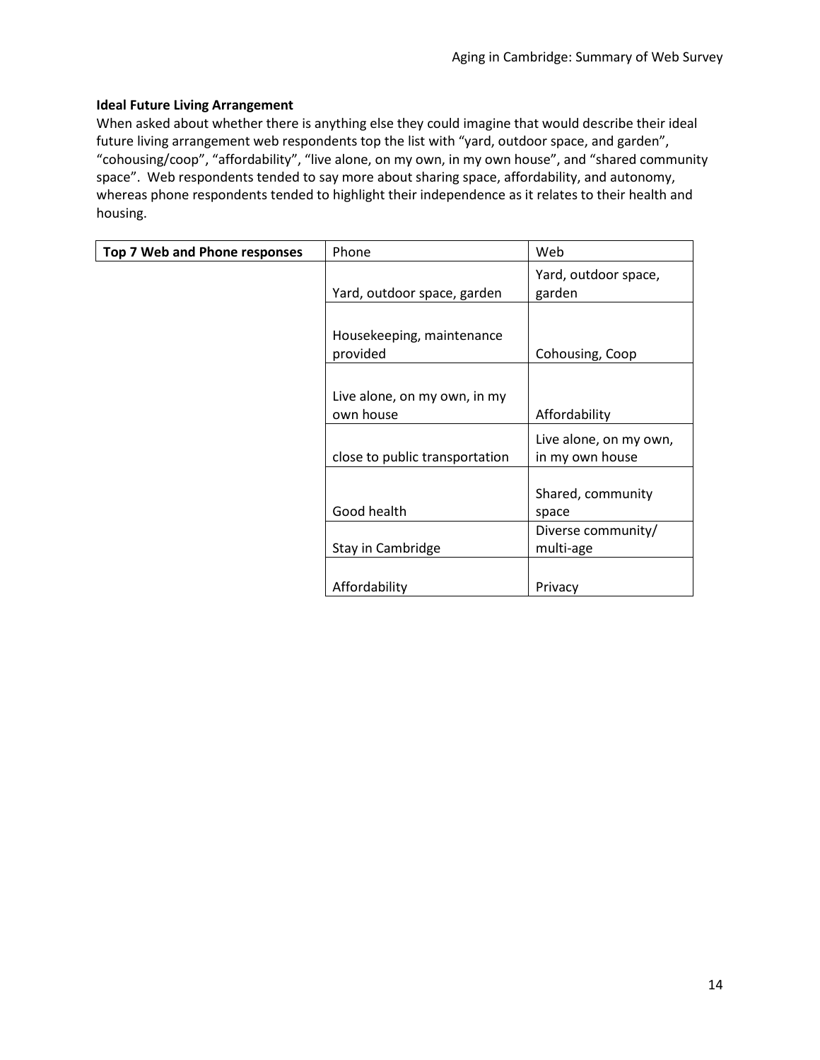**Ideal Future Living Arrangement**

When asked about whether there is anything else they could imagine that would describe their ideal future living arrangement web respondents top the list with "yard, outdoor space, and garden", "cohousing/coop", "affordability", "live alone, on my own, in my own house", and "shared community space". Web respondents tended to say more about sharing space, affordability, and autonomy, whereas phone respondents tended to highlight their independence as it relates to their health and housing.

| **Top 7 Web and Phone responses** | Phone | Web |
|---|---|---|
| | Yard, outdoor space, garden | Yard, outdoor space, garden |
| | Housekeeping, maintenance provided | Cohousing, Coop |
| | Live alone, on my own, in my own house | Affordability |
| | close to public transportation | Live alone, on my own, in my own house |
| | Good health | Shared, community space |
| | Stay in Cambridge | Diverse community/ multi-age |
| | Affordability | Privacy |